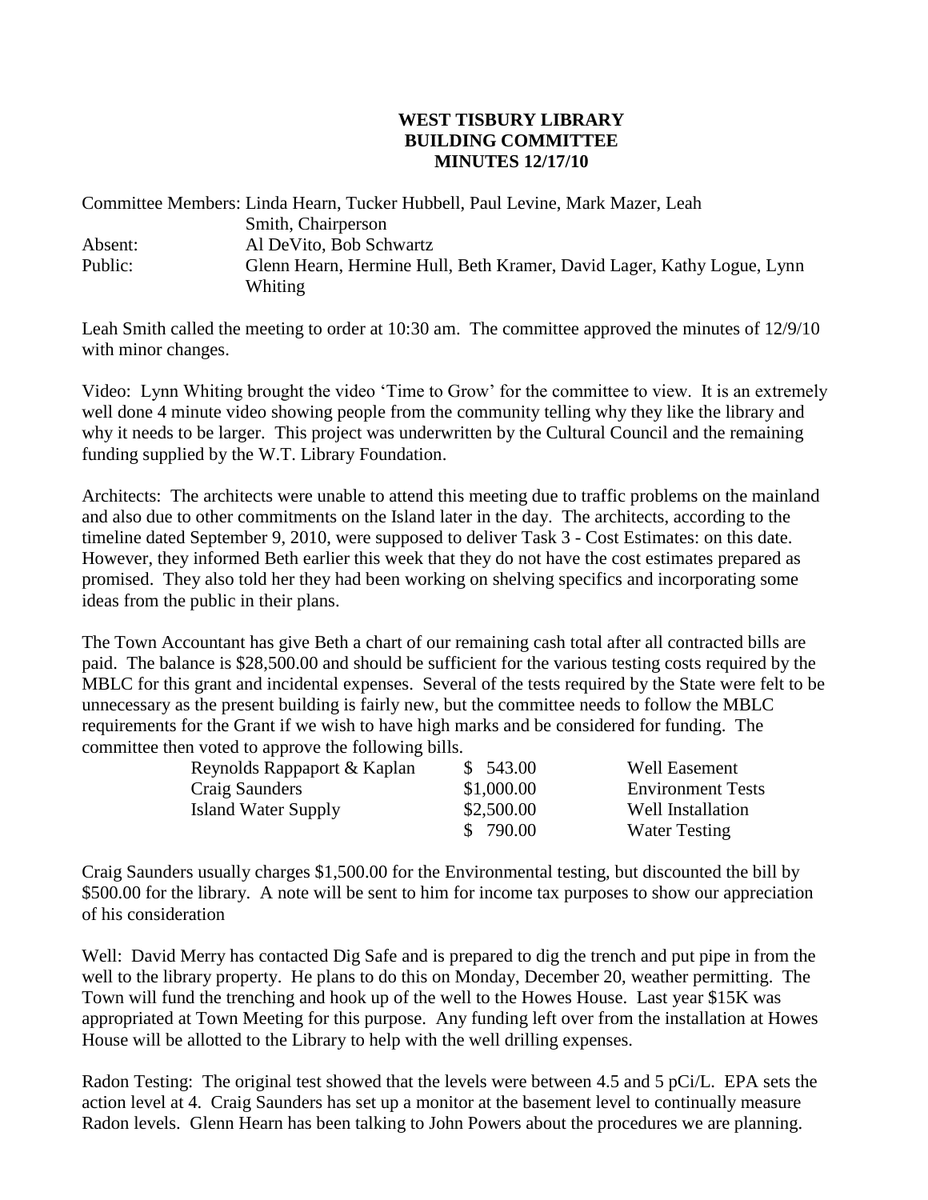# WEST TISBURY LIBRARY
## BUILDING COMMITTEE
## MINUTES 12/17/10

Committee Members: Linda Hearn, Tucker Hubbell, Paul Levine, Mark Mazer, Leah Smith, Chairperson
Absent: Al DeVito, Bob Schwartz
Public: Glenn Hearn, Hermine Hull, Beth Kramer, David Lager, Kathy Logue, Lynn Whiting

Leah Smith called the meeting to order at 10:30 am. The committee approved the minutes of 12/9/10 with minor changes.

Video: Lynn Whiting brought the video 'Time to Grow' for the committee to view. It is an extremely well done 4 minute video showing people from the community telling why they like the library and why it needs to be larger. This project was underwritten by the Cultural Council and the remaining funding supplied by the W.T. Library Foundation.

Architects: The architects were unable to attend this meeting due to traffic problems on the mainland and also due to other commitments on the Island later in the day. The architects, according to the timeline dated September 9, 2010, were supposed to deliver Task 3 - Cost Estimates: on this date. However, they informed Beth earlier this week that they do not have the cost estimates prepared as promised. They also told her they had been working on shelving specifics and incorporating some ideas from the public in their plans.

The Town Accountant has give Beth a chart of our remaining cash total after all contracted bills are paid. The balance is $28,500.00 and should be sufficient for the various testing costs required by the MBLC for this grant and incidental expenses. Several of the tests required by the State were felt to be unnecessary as the present building is fairly new, but the committee needs to follow the MBLC requirements for the Grant if we wish to have high marks and be considered for funding. The committee then voted to approve the following bills.

| | | |
|---|---|---|
| Reynolds Rappaport & Kaplan | $ 543.00 | Well Easement |
| Craig Saunders | $1,000.00 | Environment Tests |
| Island Water Supply | $2,500.00 | Well Installation |
| | $ 790.00 | Water Testing |

Craig Saunders usually charges $1,500.00 for the Environmental testing, but discounted the bill by $500.00 for the library. A note will be sent to him for income tax purposes to show our appreciation of his consideration

Well: David Merry has contacted Dig Safe and is prepared to dig the trench and put pipe in from the well to the library property. He plans to do this on Monday, December 20, weather permitting. The Town will fund the trenching and hook up of the well to the Howes House. Last year $15K was appropriated at Town Meeting for this purpose. Any funding left over from the installation at Howes House will be allotted to the Library to help with the well drilling expenses.

Radon Testing: The original test showed that the levels were between 4.5 and 5 pCi/L. EPA sets the action level at 4. Craig Saunders has set up a monitor at the basement level to continually measure Radon levels. Glenn Hearn has been talking to John Powers about the procedures we are planning.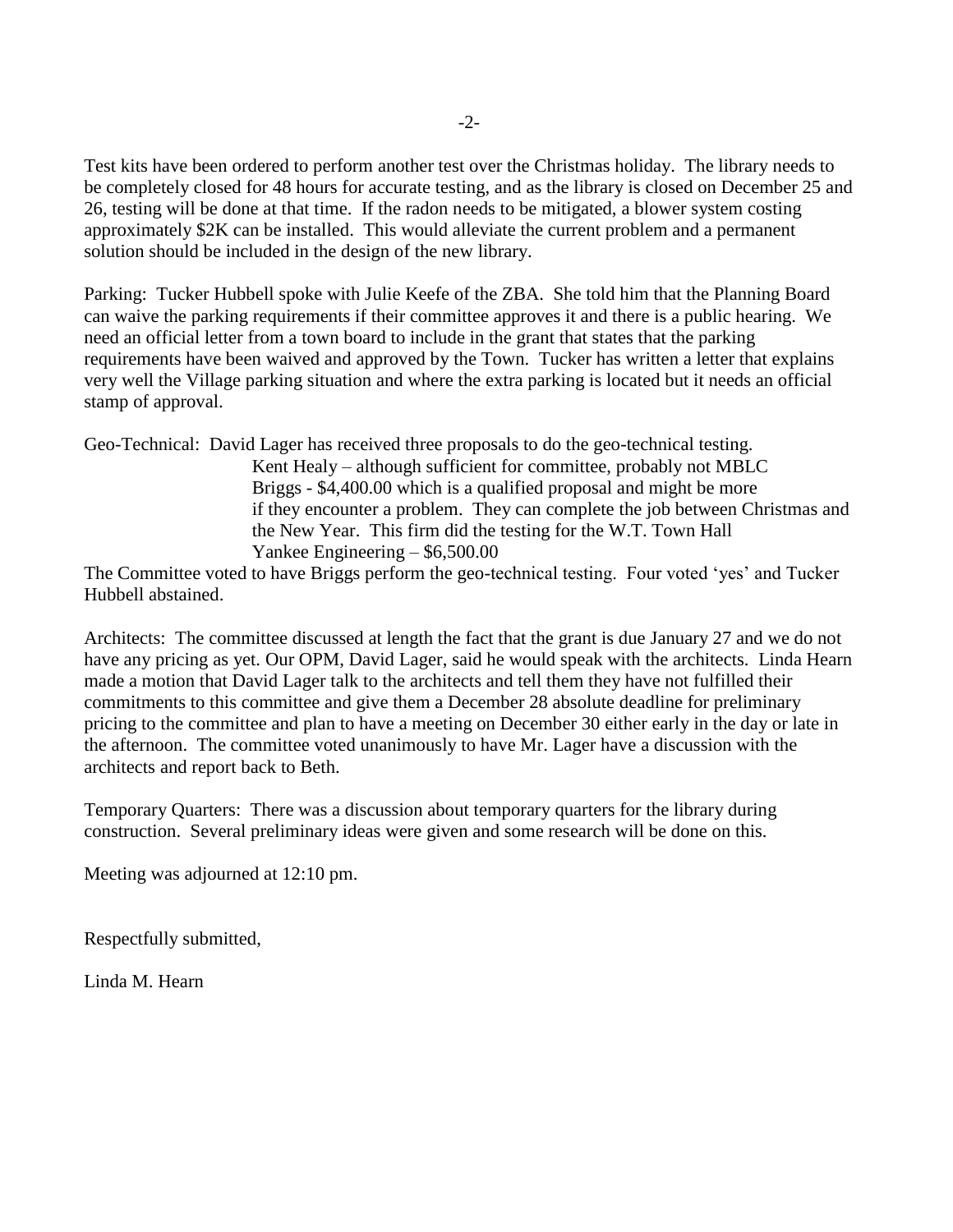Test kits have been ordered to perform another test over the Christmas holiday. The library needs to be completely closed for 48 hours for accurate testing, and as the library is closed on December 25 and 26, testing will be done at that time. If the radon needs to be mitigated, a blower system costing approximately $2K can be installed. This would alleviate the current problem and a permanent solution should be included in the design of the new library.

Parking: Tucker Hubbell spoke with Julie Keefe of the ZBA. She told him that the Planning Board can waive the parking requirements if their committee approves it and there is a public hearing. We need an official letter from a town board to include in the grant that states that the parking requirements have been waived and approved by the Town. Tucker has written a letter that explains very well the Village parking situation and where the extra parking is located but it needs an official stamp of approval.

Geo-Technical: David Lager has received three proposals to do the geo-technical testing.

- Kent Healy – although sufficient for committee, probably not MBLC
- Briggs - $4,400.00 which is a qualified proposal and might be more if they encounter a problem. They can complete the job between Christmas and the New Year. This firm did the testing for the W.T. Town Hall
- Yankee Engineering – $6,500.00

The Committee voted to have Briggs perform the geo-technical testing. Four voted 'yes' and Tucker Hubbell abstained.

Architects: The committee discussed at length the fact that the grant is due January 27 and we do not have any pricing as yet. Our OPM, David Lager, said he would speak with the architects. Linda Hearn made a motion that David Lager talk to the architects and tell them they have not fulfilled their commitments to this committee and give them a December 28 absolute deadline for preliminary pricing to the committee and plan to have a meeting on December 30 either early in the day or late in the afternoon. The committee voted unanimously to have Mr. Lager have a discussion with the architects and report back to Beth.

Temporary Quarters: There was a discussion about temporary quarters for the library during construction. Several preliminary ideas were given and some research will be done on this.

Meeting was adjourned at 12:10 pm.

Respectfully submitted,

Linda M. Hearn